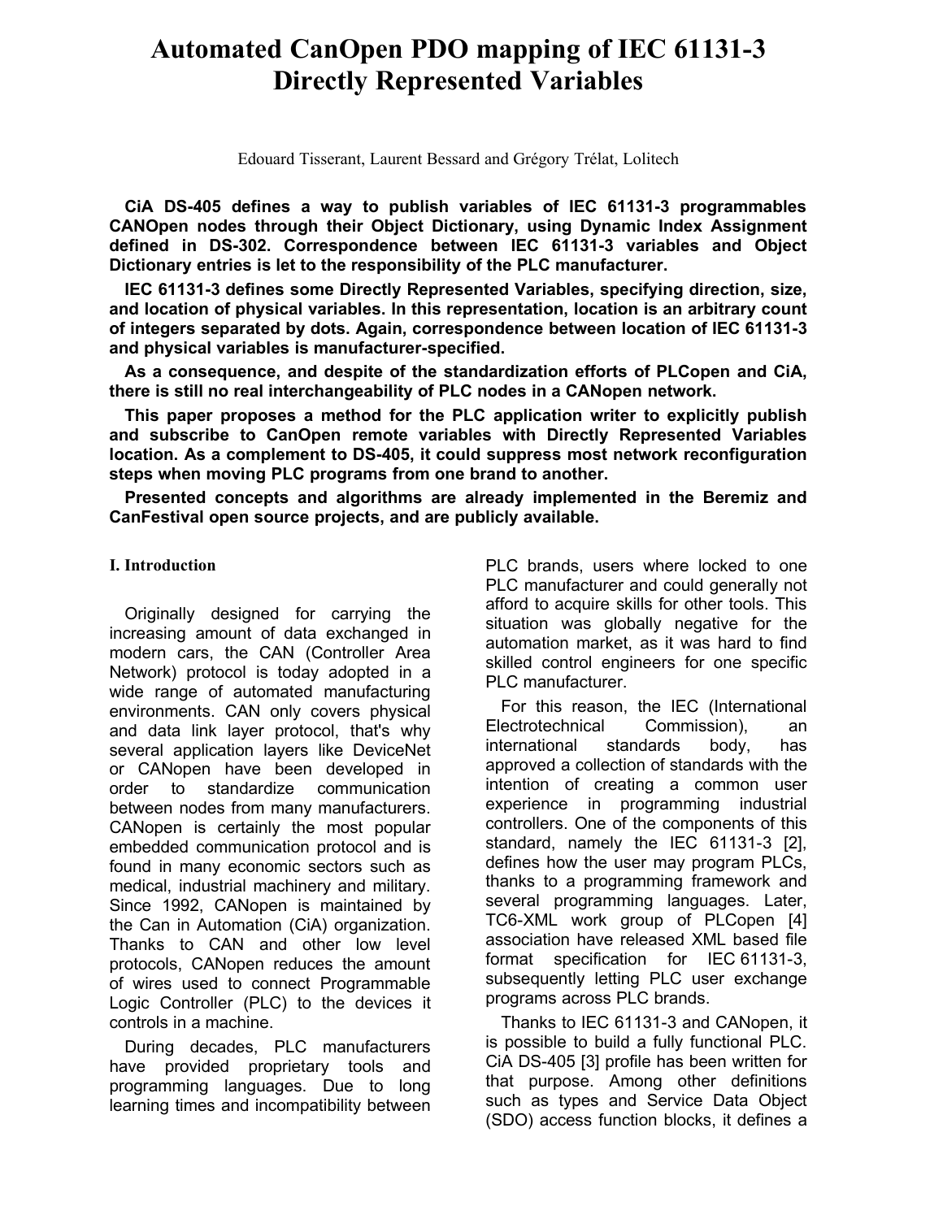# Automated CanOpen PDO mapping of IEC 61131-3 Directly Represented Variables

Edouard Tisserant, Laurent Bessard and Grégory Trélat, Lolitech

**CiA DS-405 defines a way to publish variables of IEC 61131-3 programmables CANOpen nodes through their Object Dictionary, using Dynamic Index Assignment defined in DS-302. Correspondence between IEC 61131-3 variables and Object Dictionary entries is let to the responsibility of the PLC manufacturer.**

**IEC 61131-3 defines some Directly Represented Variables, specifying direction, size, and location of physical variables. In this representation, location is an arbitrary count of integers separated by dots. Again, correspondence between location of IEC 61131-3 and physical variables is manufacturer-specified.**

**As a consequence, and despite of the standardization efforts of PLCopen and CiA, there is still no real interchangeability of PLC nodes in a CANopen network.**

**This paper proposes a method for the PLC application writer to explicitly publish and subscribe to CanOpen remote variables with Directly Represented Variables location. As a complement to DS-405, it could suppress most network reconfiguration steps when moving PLC programs from one brand to another.**

**Presented concepts and algorithms are already implemented in the Beremiz and CanFestival open source projects, and are publicly available.**

## I. Introduction

Originally designed for carrying the increasing amount of data exchanged in modern cars, the CAN (Controller Area Network) protocol is today adopted in a wide range of automated manufacturing environments. CAN only covers physical and data link layer protocol, that's why several application layers like DeviceNet or CANopen have been developed in order to standardize communication between nodes from many manufacturers. CANopen is certainly the most popular embedded communication protocol and is found in many economic sectors such as medical, industrial machinery and military. Since 1992, CANopen is maintained by the Can in Automation (CiA) organization. Thanks to CAN and other low level protocols, CANopen reduces the amount of wires used to connect Programmable Logic Controller (PLC) to the devices it controls in a machine.

During decades, PLC manufacturers have provided proprietary tools and programming languages. Due to long learning times and incompatibility between PLC brands, users where locked to one PLC manufacturer and could generally not afford to acquire skills for other tools. This situation was globally negative for the automation market, as it was hard to find skilled control engineers for one specific PLC manufacturer.

For this reason, the IEC (International Electrotechnical Commission), an international standards body, has approved a collection of standards with the intention of creating a common user experience in programming industrial controllers. One of the components of this standard, namely the IEC 61131-3 [2], defines how the user may program PLCs, thanks to a programming framework and several programming languages. Later, TC6-XML work group of PLCopen [4] association have released XML based file format specification for IEC 61131-3, subsequently letting PLC user exchange programs across PLC brands.

Thanks to IEC 61131-3 and CANopen, it is possible to build a fully functional PLC. CiA DS-405 [3] profile has been written for that purpose. Among other definitions such as types and Service Data Object (SDO) access function blocks, it defines a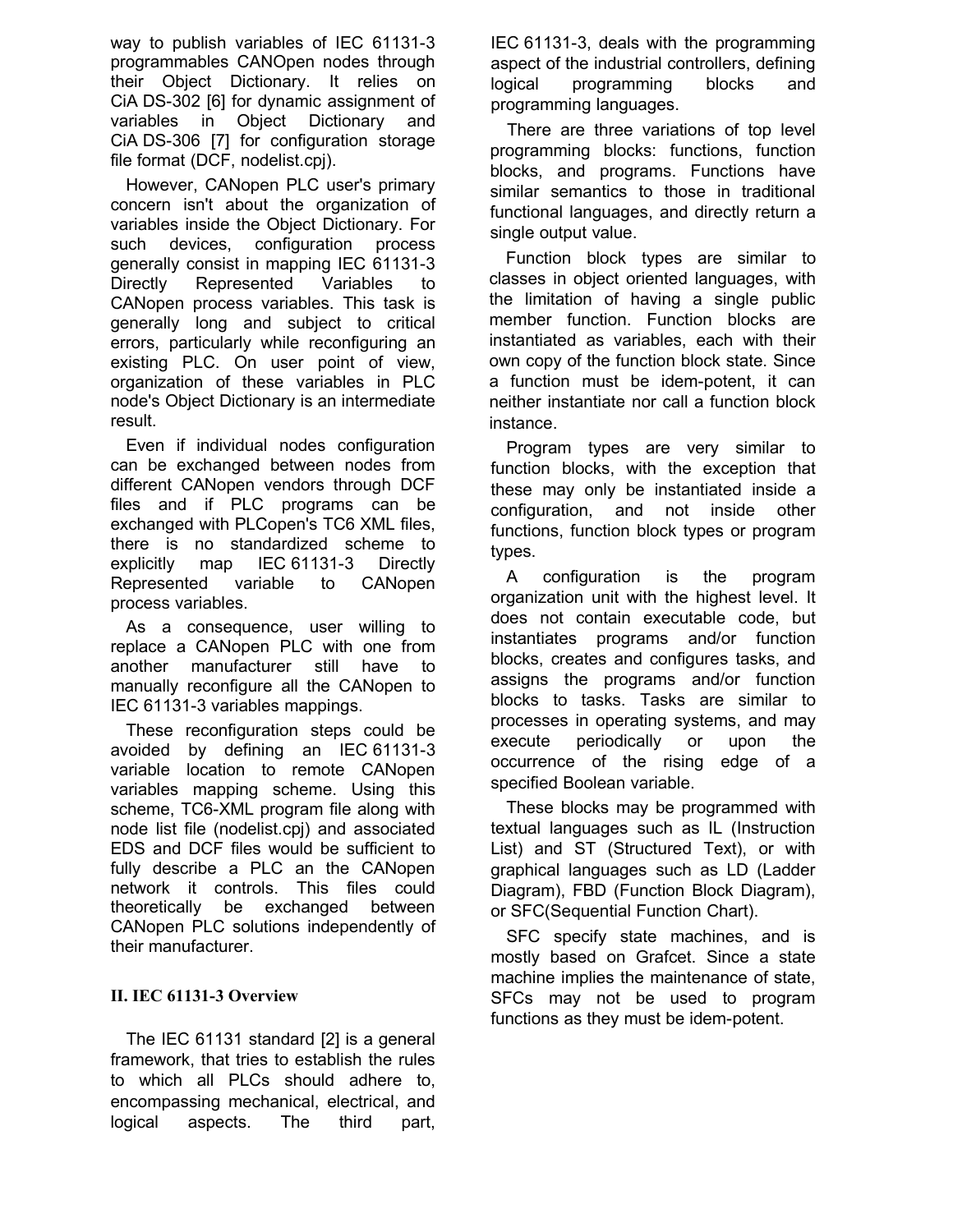way to publish variables of IEC 61131-3 programmables CANOpen nodes through their Object Dictionary. It relies on CiA DS-302 [6] for dynamic assignment of variables in Object Dictionary and CiA DS-306 [7] for configuration storage file format (DCF, nodelist.cpj).

However, CANopen PLC user's primary concern isn't about the organization of variables inside the Object Dictionary. For such devices, configuration process generally consist in mapping IEC 61131-3 Directly Represented Variables to CANopen process variables. This task is generally long and subject to critical errors, particularly while reconfiguring an existing PLC. On user point of view, organization of these variables in PLC node's Object Dictionary is an intermediate result.

Even if individual nodes configuration can be exchanged between nodes from different CANopen vendors through DCF files and if PLC programs can be exchanged with PLCopen's TC6 XML files, there is no standardized scheme to explicitly map IEC 61131-3 Directly Represented variable to CANopen process variables.

As a consequence, user willing to replace a CANopen PLC with one from another manufacturer still have to manually reconfigure all the CANopen to IEC 61131-3 variables mappings.

These reconfiguration steps could be avoided by defining an IEC 61131-3 variable location to remote CANopen variables mapping scheme. Using this scheme, TC6-XML program file along with node list file (nodelist.cpj) and associated EDS and DCF files would be sufficient to fully describe a PLC an the CANopen network it controls. This files could theoretically be exchanged between CANopen PLC solutions independently of their manufacturer.

## II. IEC 61131-3 Overview

The IEC 61131 standard [2] is a general framework, that tries to establish the rules to which all PLCs should adhere to, encompassing mechanical, electrical, and logical aspects. The third part, IEC 61131-3, deals with the programming aspect of the industrial controllers, defining logical programming blocks and programming languages.

There are three variations of top level programming blocks: functions, function blocks, and programs. Functions have similar semantics to those in traditional functional languages, and directly return a single output value.

Function block types are similar to classes in object oriented languages, with the limitation of having a single public member function. Function blocks are instantiated as variables, each with their own copy of the function block state. Since a function must be idem-potent, it can neither instantiate nor call a function block instance.

Program types are very similar to function blocks, with the exception that these may only be instantiated inside a configuration, and not inside other functions, function block types or program types.

A configuration is the program organization unit with the highest level. It does not contain executable code, but instantiates programs and/or function blocks, creates and configures tasks, and assigns the programs and/or function blocks to tasks. Tasks are similar to processes in operating systems, and may execute periodically or upon the occurrence of the rising edge of a specified Boolean variable.

These blocks may be programmed with textual languages such as IL (Instruction List) and ST (Structured Text), or with graphical languages such as LD (Ladder Diagram), FBD (Function Block Diagram), or SFC(Sequential Function Chart).

SFC specify state machines, and is mostly based on Grafcet. Since a state machine implies the maintenance of state, SFCs may not be used to program functions as they must be idem-potent.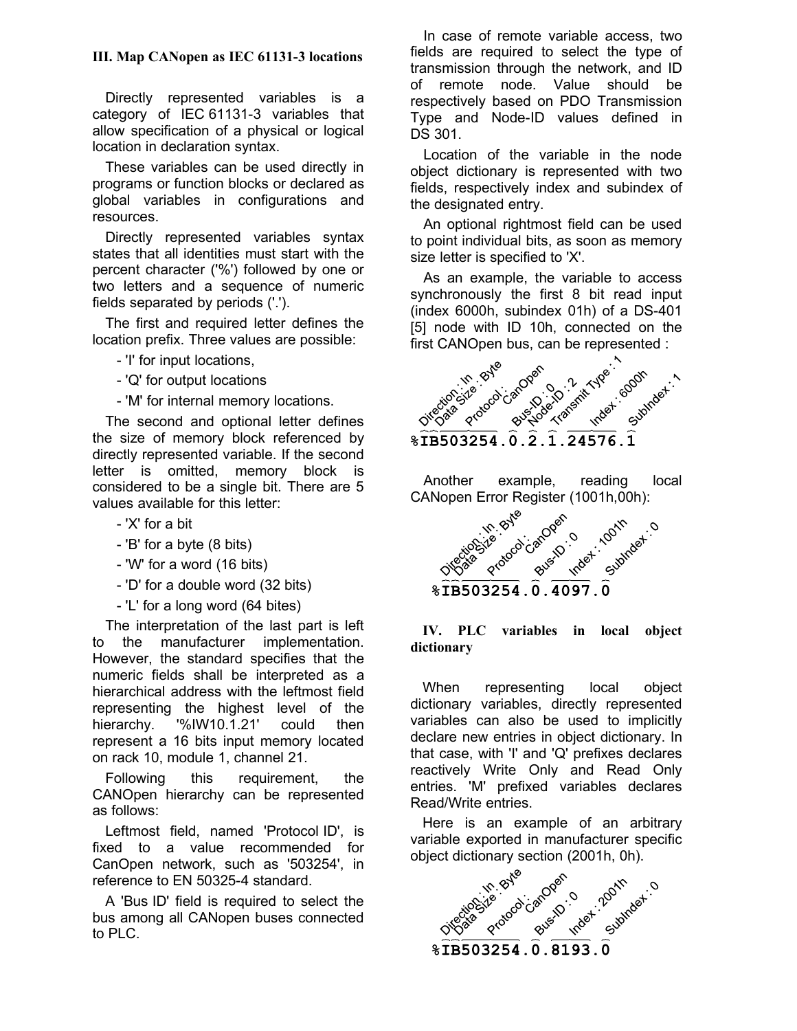### III. Map CANopen as IEC 61131-3 locations

Directly represented variables is a category of IEC 61131-3 variables that allow specification of a physical or logical location in declaration syntax.

These variables can be used directly in programs or function blocks or declared as global variables in configurations and resources.

Directly represented variables syntax states that all identities must start with the percent character ('%') followed by one or two letters and a sequence of numeric fields separated by periods ('.').

The first and required letter defines the location prefix. Three values are possible:

- 'I' for input locations,
- 'Q' for output locations
- 'M' for internal memory locations.

The second and optional letter defines the size of memory block referenced by directly represented variable. If the second letter is omitted, memory block is considered to be a single bit. There are 5 values available for this letter:

- 'X' for a bit
- 'B' for a byte (8 bits)
- 'W' for a word (16 bits)
- 'D' for a double word (32 bits)
- 'L' for a long word (64 bites)

The interpretation of the last part is left to the manufacturer implementation. However, the standard specifies that the numeric fields shall be interpreted as a hierarchical address with the leftmost field representing the highest level of the hierarchy. '%IW10.1.21' could then represent a 16 bits input memory located on rack 10, module 1, channel 21.

Following this requirement, the CANOpen hierarchy can be represented as follows:

Leftmost field, named 'Protocol ID', is fixed to a value recommended for CanOpen network, such as '503254', in reference to EN 50325-4 standard.

A 'Bus ID' field is required to select the bus among all CANopen buses connected to PLC.

In case of remote variable access, two fields are required to select the type of transmission through the network, and ID of remote node. Value should be respectively based on PDO Transmission Type and Node-ID values defined in DS 301.

Location of the variable in the node object dictionary is represented with two fields, respectively index and subindex of the designated entry.

An optional rightmost field can be used to point individual bits, as soon as memory size letter is specified to 'X'.

As an example, the variable to access synchronously the first 8 bit read input (index 6000h, subindex 01h) of a DS-401 [5] node with ID 10h, connected on the first CANOpen bus, can be represented :

Direction : In, Data Size : Byte, Protocol : CanOpen, Bus-ID : 0, Node-ID : 2, Transmit Type : 1, Index : 6000h, SubIndex : 1

```
%IB503254.0.2.1.24576.1
```

Another example, reading local CANopen Error Register (1001h,00h):

Direction : In, Data Size : Byte, Protocol : CanOpen, Bus-ID : 0, Index : 1001h, SubIndex : 0

```
%IB503254.0.4097.0
```

### IV. PLC variables in local object dictionary

When representing local object dictionary variables, directly represented variables can also be used to implicitly declare new entries in object dictionary. In that case, with 'I' and 'Q' prefixes declares reactively Write Only and Read Only entries. 'M' prefixed variables declares Read/Write entries.

Here is an example of an arbitrary variable exported in manufacturer specific object dictionary section (2001h, 0h).

Direction : In, Data Size : Byte, Protocol : CanOpen, Bus-ID : 0, Index : 2001h, SubIndex : 0

```
%IB503254.0.8193.0
```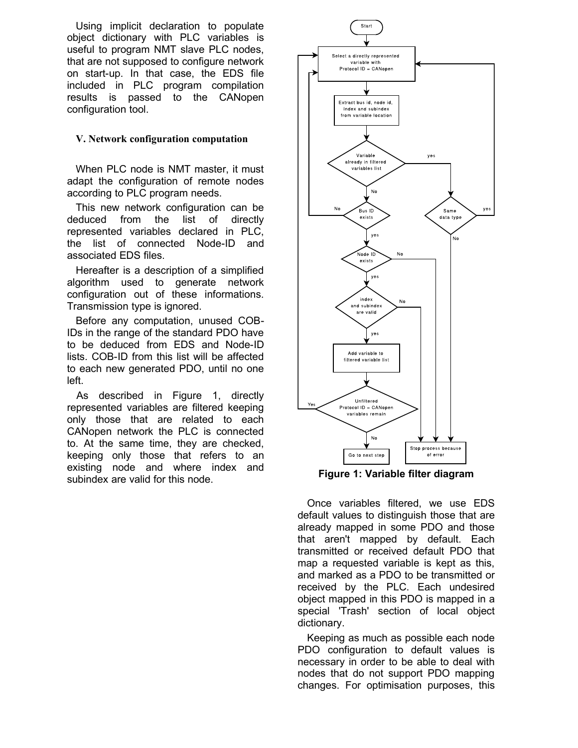Using implicit declaration to populate object dictionary with PLC variables is useful to program NMT slave PLC nodes, that are not supposed to configure network on start-up. In that case, the EDS file included in PLC program compilation results is passed to the CANopen configuration tool.

### V. Network configuration computation

When PLC node is NMT master, it must adapt the configuration of remote nodes according to PLC program needs.

This new network configuration can be deduced from the list of directly represented variables declared in PLC, the list of connected Node-ID and associated EDS files.

Hereafter is a description of a simplified algorithm used to generate network configuration out of these informations. Transmission type is ignored.

Before any computation, unused COB-IDs in the range of the standard PDO have to be deduced from EDS and Node-ID lists. COB-ID from this list will be affected to each new generated PDO, until no one left.

As described in Figure 1, directly represented variables are filtered keeping only those that are related to each CANopen network the PLC is connected to. At the same time, they are checked, keeping only those that refers to an existing node and where index and subindex are valid for this node.

**Figure 1: Variable filter diagram**

Once variables filtered, we use EDS default values to distinguish those that are already mapped in some PDO and those that aren't mapped by default. Each transmitted or received default PDO that map a requested variable is kept as this, and marked as a PDO to be transmitted or received by the PLC. Each undesired object mapped in this PDO is mapped in a special 'Trash' section of local object dictionary.

Keeping as much as possible each node PDO configuration to default values is necessary in order to be able to deal with nodes that do not support PDO mapping changes. For optimisation purposes, this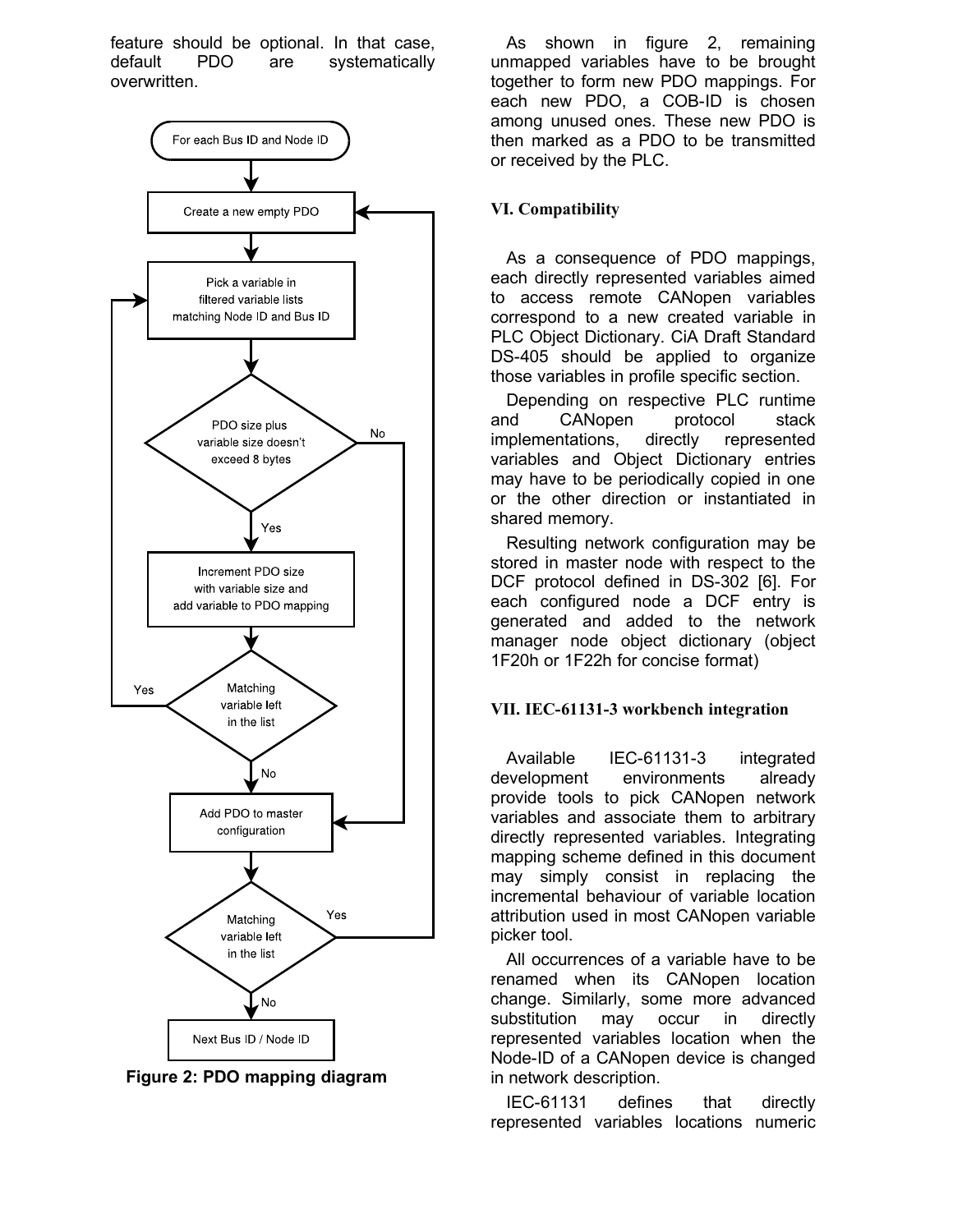feature should be optional. In that case, default PDO are systematically overwritten.

Figure 2: PDO mapping diagram

As shown in figure 2, remaining unmapped variables have to be brought together to form new PDO mappings. For each new PDO, a COB-ID is chosen among unused ones. These new PDO is then marked as a PDO to be transmitted or received by the PLC.

## VI. Compatibility

As a consequence of PDO mappings, each directly represented variables aimed to access remote CANopen variables correspond to a new created variable in PLC Object Dictionary. CiA Draft Standard DS-405 should be applied to organize those variables in profile specific section.

Depending on respective PLC runtime and CANopen protocol stack implementations, directly represented variables and Object Dictionary entries may have to be periodically copied in one or the other direction or instantiated in shared memory.

Resulting network configuration may be stored in master node with respect to the DCF protocol defined in DS-302 [6]. For each configured node a DCF entry is generated and added to the network manager node object dictionary (object 1F20h or 1F22h for concise format)

## VII. IEC-61131-3 workbench integration

Available IEC-61131-3 integrated development environments already provide tools to pick CANopen network variables and associate them to arbitrary directly represented variables. Integrating mapping scheme defined in this document may simply consist in replacing the incremental behaviour of variable location attribution used in most CANopen variable picker tool.

All occurrences of a variable have to be renamed when its CANopen location change. Similarly, some more advanced substitution may occur in directly represented variables location when the Node-ID of a CANopen device is changed in network description.

IEC-61131 defines that directly represented variables locations numeric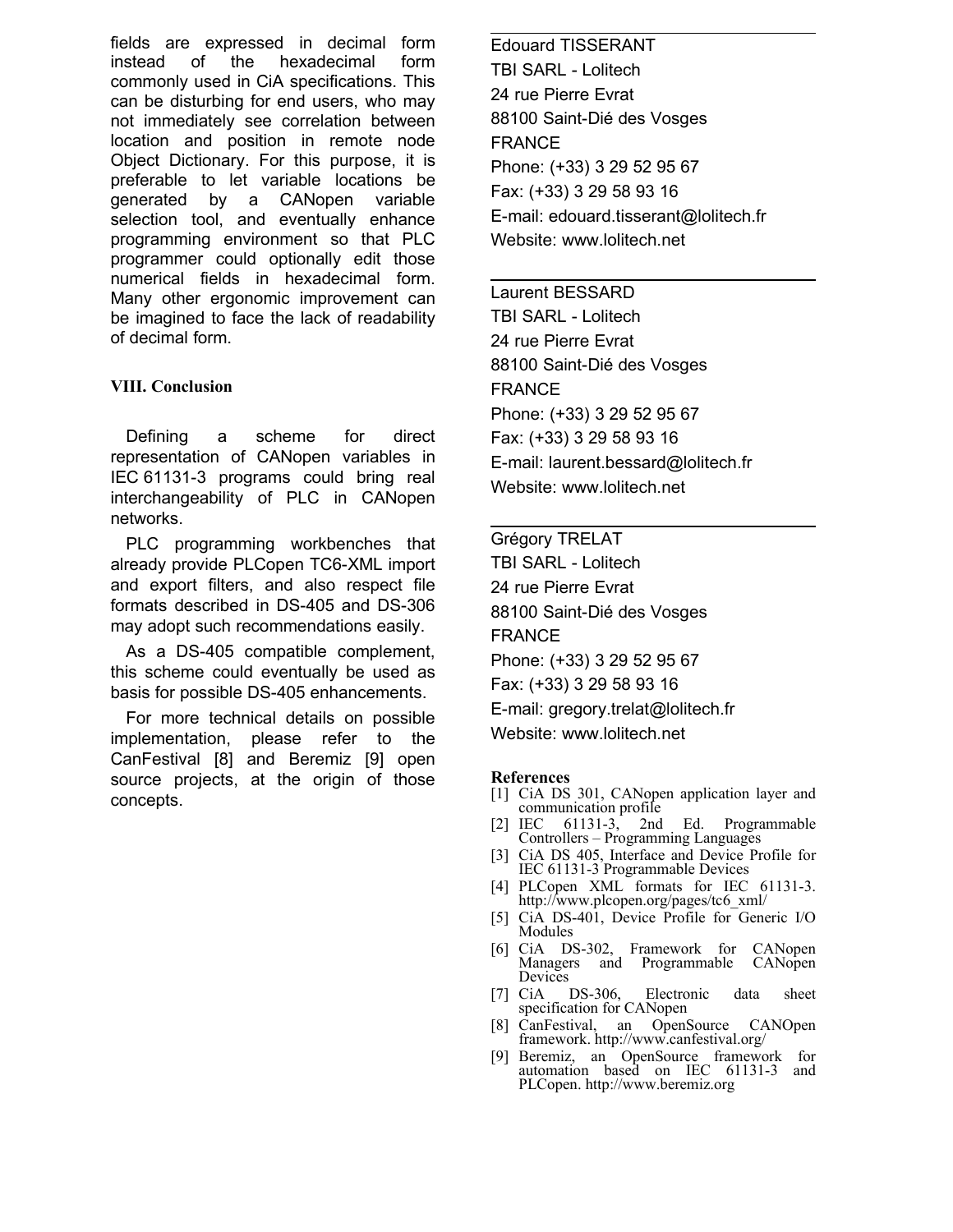fields are expressed in decimal form instead of the hexadecimal form commonly used in CiA specifications. This can be disturbing for end users, who may not immediately see correlation between location and position in remote node Object Dictionary. For this purpose, it is preferable to let variable locations be generated by a CANopen variable selection tool, and eventually enhance programming environment so that PLC programmer could optionally edit those numerical fields in hexadecimal form. Many other ergonomic improvement can be imagined to face the lack of readability of decimal form.

## VIII. Conclusion

Defining a scheme for direct representation of CANopen variables in IEC 61131-3 programs could bring real interchangeability of PLC in CANopen networks.

PLC programming workbenches that already provide PLCopen TC6-XML import and export filters, and also respect file formats described in DS-405 and DS-306 may adopt such recommendations easily.

As a DS-405 compatible complement, this scheme could eventually be used as basis for possible DS-405 enhancements.

For more technical details on possible implementation, please refer to the CanFestival [8] and Beremiz [9] open source projects, at the origin of those concepts.

---

Edouard TISSERANT
TBI SARL - Lolitech
24 rue Pierre Evrat
88100 Saint-Dié des Vosges
FRANCE
Phone: (+33) 3 29 52 95 67
Fax: (+33) 3 29 58 93 16
E-mail: edouard.tisserant@lolitech.fr
Website: www.lolitech.net

---

Laurent BESSARD
TBI SARL - Lolitech
24 rue Pierre Evrat
88100 Saint-Dié des Vosges
FRANCE
Phone: (+33) 3 29 52 95 67
Fax: (+33) 3 29 58 93 16
E-mail: laurent.bessard@lolitech.fr
Website: www.lolitech.net

---

Grégory TRELAT
TBI SARL - Lolitech
24 rue Pierre Evrat
88100 Saint-Dié des Vosges
FRANCE
Phone: (+33) 3 29 52 95 67
Fax: (+33) 3 29 58 93 16
E-mail: gregory.trelat@lolitech.fr
Website: www.lolitech.net

### References

[1] CiA DS 301, CANopen application layer and communication profile
[2] IEC 61131-3, 2nd Ed. Programmable Controllers – Programming Languages
[3] CiA DS 405, Interface and Device Profile for IEC 61131-3 Programmable Devices
[4] PLCopen XML formats for IEC 61131-3. http://www.plcopen.org/pages/tc6_xml/
[5] CiA DS-401, Device Profile for Generic I/O Modules
[6] CiA DS-302, Framework for CANopen Managers and Programmable CANopen Devices
[7] CiA DS-306, Electronic data sheet specification for CANopen
[8] CanFestival, an OpenSource CANOpen framework. http://www.canfestival.org/
[9] Beremiz, an OpenSource framework for automation based on IEC 61131-3 and PLCopen. http://www.beremiz.org